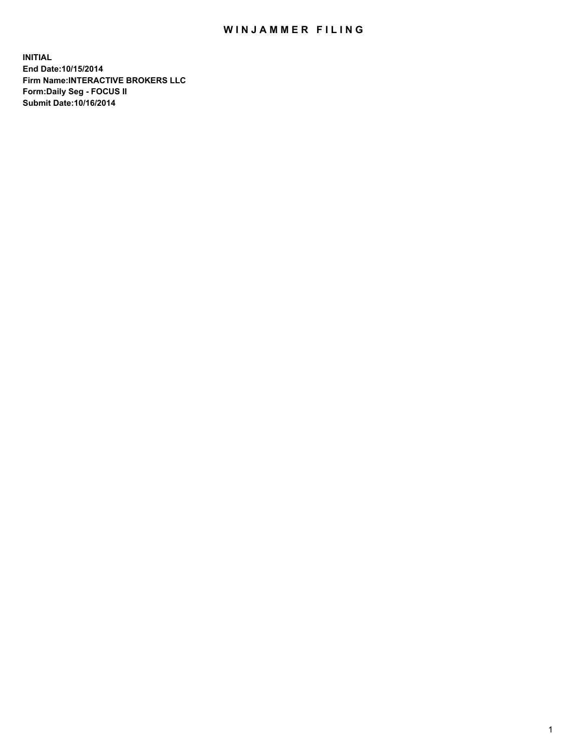# WINJAMMER FILING

**INITIAL**
**End Date:10/15/2014**
**Firm Name:INTERACTIVE BROKERS LLC**
**Form:Daily Seg - FOCUS II**
**Submit Date:10/16/2014**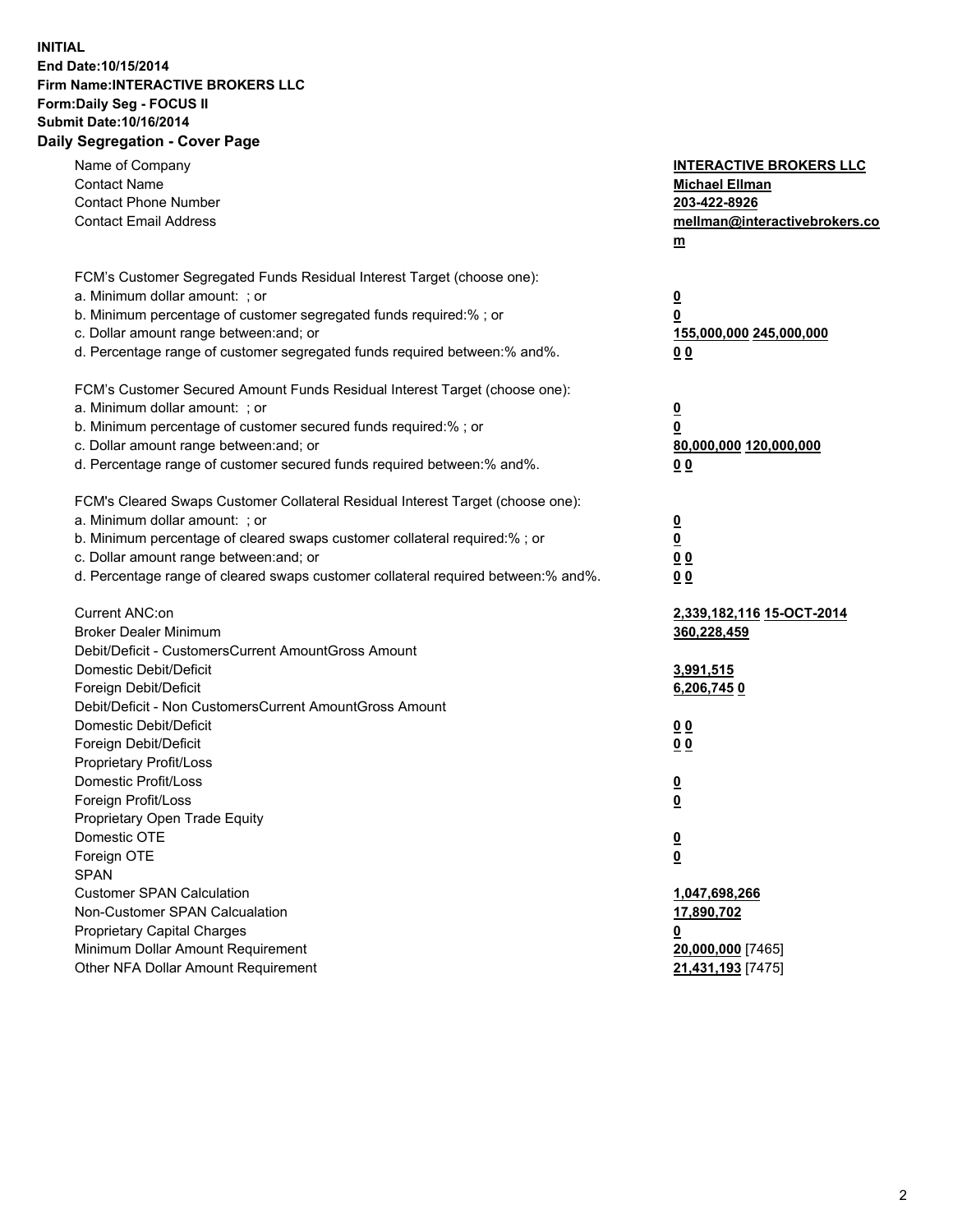**INITIAL**
**End Date:10/15/2014**
**Firm Name:INTERACTIVE BROKERS LLC**
**Form:Daily Seg - FOCUS II**
**Submit Date:10/16/2014**

## Daily Segregation - Cover Page

| | |
|---|---|
| Name of Company | **INTERACTIVE BROKERS LLC** |
| Contact Name | **Michael Ellman** |
| Contact Phone Number | **203-422-8926** |
| Contact Email Address | **mellman@interactivebrokers.com** |
| | |
| FCM's Customer Segregated Funds Residual Interest Target (choose one): | |
| a. Minimum dollar amount: ; or | **0** |
| b. Minimum percentage of customer segregated funds required:% ; or | **0** |
| c. Dollar amount range between:and; or | **155,000,000 245,000,000** |
| d. Percentage range of customer segregated funds required between:% and%. | **0 0** |
| | |
| FCM's Customer Secured Amount Funds Residual Interest Target (choose one): | |
| a. Minimum dollar amount: ; or | **0** |
| b. Minimum percentage of customer secured funds required:% ; or | **0** |
| c. Dollar amount range between:and; or | **80,000,000 120,000,000** |
| d. Percentage range of customer secured funds required between:% and%. | **0 0** |
| | |
| FCM's Cleared Swaps Customer Collateral Residual Interest Target (choose one): | |
| a. Minimum dollar amount: ; or | **0** |
| b. Minimum percentage of cleared swaps customer collateral required:% ; or | **0** |
| c. Dollar amount range between:and; or | **0 0** |
| d. Percentage range of cleared swaps customer collateral required between:% and%. | **0 0** |
| | |
| Current ANC:on | **2,339,182,116 15-OCT-2014** |
| Broker Dealer Minimum | **360,228,459** |
| Debit/Deficit - CustomersCurrent AmountGross Amount | |
| Domestic Debit/Deficit | **3,991,515** |
| Foreign Debit/Deficit | **6,206,745 0** |
| Debit/Deficit - Non CustomersCurrent AmountGross Amount | |
| Domestic Debit/Deficit | **0 0** |
| Foreign Debit/Deficit | **0 0** |
| Proprietary Profit/Loss | |
| Domestic Profit/Loss | **0** |
| Foreign Profit/Loss | **0** |
| Proprietary Open Trade Equity | |
| Domestic OTE | **0** |
| Foreign OTE | **0** |
| SPAN | |
| Customer SPAN Calculation | **1,047,698,266** |
| Non-Customer SPAN Calcualation | **17,890,702** |
| Proprietary Capital Charges | **0** |
| Minimum Dollar Amount Requirement | **20,000,000** [7465] |
| Other NFA Dollar Amount Requirement | **21,431,193** [7475] |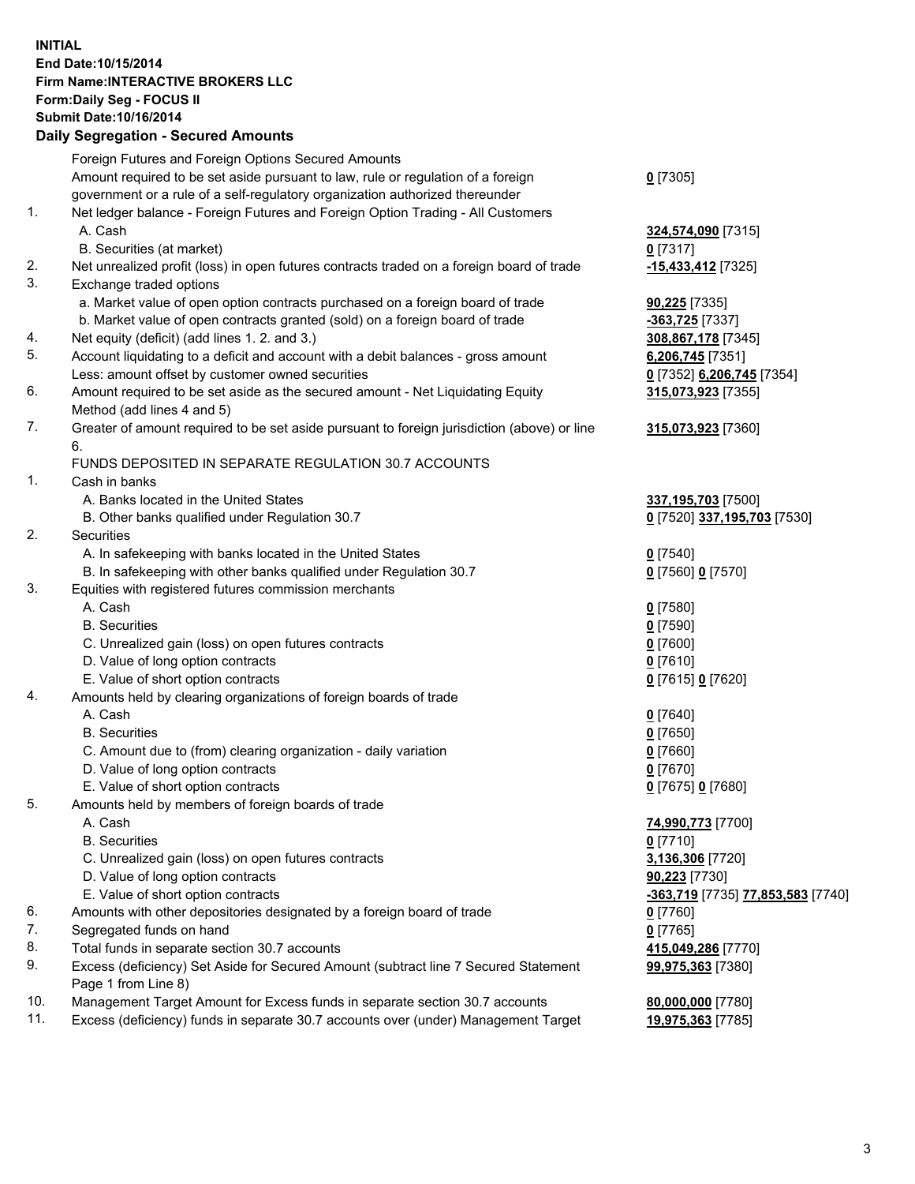**INITIAL**
**End Date:10/15/2014**
**Firm Name:INTERACTIVE BROKERS LLC**
**Form:Daily Seg - FOCUS II**
**Submit Date:10/16/2014**

## Daily Segregation - Secured Amounts

| | | |
|---|---|---|
| | Foreign Futures and Foreign Options Secured Amounts | |
| | Amount required to be set aside pursuant to law, rule or regulation of a foreign government or a rule of a self-regulatory organization authorized thereunder | **0** [7305] |
| 1. | Net ledger balance - Foreign Futures and Foreign Option Trading - All Customers | |
| | A. Cash | **324,574,090** [7315] |
| | B. Securities (at market) | **0** [7317] |
| 2. | Net unrealized profit (loss) in open futures contracts traded on a foreign board of trade | **-15,433,412** [7325] |
| 3. | Exchange traded options | |
| | a. Market value of open option contracts purchased on a foreign board of trade | **90,225** [7335] |
| | b. Market value of open contracts granted (sold) on a foreign board of trade | **-363,725** [7337] |
| 4. | Net equity (deficit) (add lines 1. 2. and 3.) | **308,867,178** [7345] |
| 5. | Account liquidating to a deficit and account with a debit balances - gross amount | **6,206,745** [7351] |
| | Less: amount offset by customer owned securities | **0** [7352] **6,206,745** [7354] |
| 6. | Amount required to be set aside as the secured amount - Net Liquidating Equity Method (add lines 4 and 5) | **315,073,923** [7355] |
| 7. | Greater of amount required to be set aside pursuant to foreign jurisdiction (above) or line 6. | **315,073,923** [7360] |
| | FUNDS DEPOSITED IN SEPARATE REGULATION 30.7 ACCOUNTS | |
| 1. | Cash in banks | |
| | A. Banks located in the United States | **337,195,703** [7500] |
| | B. Other banks qualified under Regulation 30.7 | **0** [7520] **337,195,703** [7530] |
| 2. | Securities | |
| | A. In safekeeping with banks located in the United States | **0** [7540] |
| | B. In safekeeping with other banks qualified under Regulation 30.7 | **0** [7560] **0** [7570] |
| 3. | Equities with registered futures commission merchants | |
| | A. Cash | **0** [7580] |
| | B. Securities | **0** [7590] |
| | C. Unrealized gain (loss) on open futures contracts | **0** [7600] |
| | D. Value of long option contracts | **0** [7610] |
| | E. Value of short option contracts | **0** [7615] **0** [7620] |
| 4. | Amounts held by clearing organizations of foreign boards of trade | |
| | A. Cash | **0** [7640] |
| | B. Securities | **0** [7650] |
| | C. Amount due to (from) clearing organization - daily variation | **0** [7660] |
| | D. Value of long option contracts | **0** [7670] |
| | E. Value of short option contracts | **0** [7675] **0** [7680] |
| 5. | Amounts held by members of foreign boards of trade | |
| | A. Cash | **74,990,773** [7700] |
| | B. Securities | **0** [7710] |
| | C. Unrealized gain (loss) on open futures contracts | **3,136,306** [7720] |
| | D. Value of long option contracts | **90,223** [7730] |
| | E. Value of short option contracts | **-363,719** [7735] **77,853,583** [7740] |
| 6. | Amounts with other depositories designated by a foreign board of trade | **0** [7760] |
| 7. | Segregated funds on hand | **0** [7765] |
| 8. | Total funds in separate section 30.7 accounts | **415,049,286** [7770] |
| 9. | Excess (deficiency) Set Aside for Secured Amount (subtract line 7 Secured Statement Page 1 from Line 8) | **99,975,363** [7380] |
| 10. | Management Target Amount for Excess funds in separate section 30.7 accounts | **80,000,000** [7780] |
| 11. | Excess (deficiency) funds in separate 30.7 accounts over (under) Management Target | **19,975,363** [7785] |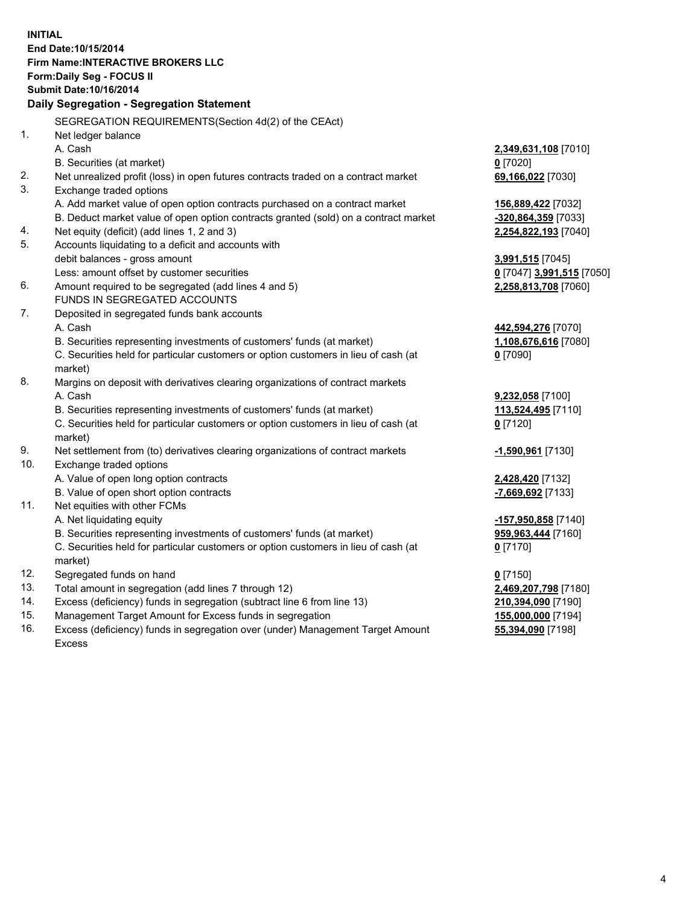**INITIAL**
**End Date:10/15/2014**
**Firm Name:INTERACTIVE BROKERS LLC**
**Form:Daily Seg - FOCUS II**
**Submit Date:10/16/2014**

## Daily Segregation - Segregation Statement

SEGREGATION REQUIREMENTS(Section 4d(2) of the CEAct)

| | | |
|---|---|---|
| 1. | Net ledger balance | |
| | A. Cash | **2,349,631,108** [7010] |
| | B. Securities (at market) | **0** [7020] |
| 2. | Net unrealized profit (loss) in open futures contracts traded on a contract market | **69,166,022** [7030] |
| 3. | Exchange traded options | |
| | A. Add market value of open option contracts purchased on a contract market | **156,889,422** [7032] |
| | B. Deduct market value of open option contracts granted (sold) on a contract market | **-320,864,359** [7033] |
| 4. | Net equity (deficit) (add lines 1, 2 and 3) | **2,254,822,193** [7040] |
| 5. | Accounts liquidating to a deficit and accounts with debit balances - gross amount | **3,991,515** [7045] |
| | Less: amount offset by customer securities | **0** [7047] **3,991,515** [7050] |
| 6. | Amount required to be segregated (add lines 4 and 5) | **2,258,813,708** [7060] |
| | FUNDS IN SEGREGATED ACCOUNTS | |
| 7. | Deposited in segregated funds bank accounts | |
| | A. Cash | **442,594,276** [7070] |
| | B. Securities representing investments of customers' funds (at market) | **1,108,676,616** [7080] |
| | C. Securities held for particular customers or option customers in lieu of cash (at market) | **0** [7090] |
| 8. | Margins on deposit with derivatives clearing organizations of contract markets | |
| | A. Cash | **9,232,058** [7100] |
| | B. Securities representing investments of customers' funds (at market) | **113,524,495** [7110] |
| | C. Securities held for particular customers or option customers in lieu of cash (at market) | **0** [7120] |
| 9. | Net settlement from (to) derivatives clearing organizations of contract markets | **-1,590,961** [7130] |
| 10. | Exchange traded options | |
| | A. Value of open long option contracts | **2,428,420** [7132] |
| | B. Value of open short option contracts | **-7,669,692** [7133] |
| 11. | Net equities with other FCMs | |
| | A. Net liquidating equity | **-157,950,858** [7140] |
| | B. Securities representing investments of customers' funds (at market) | **959,963,444** [7160] |
| | C. Securities held for particular customers or option customers in lieu of cash (at market) | **0** [7170] |
| 12. | Segregated funds on hand | **0** [7150] |
| 13. | Total amount in segregation (add lines 7 through 12) | **2,469,207,798** [7180] |
| 14. | Excess (deficiency) funds in segregation (subtract line 6 from line 13) | **210,394,090** [7190] |
| 15. | Management Target Amount for Excess funds in segregation | **155,000,000** [7194] |
| 16. | Excess (deficiency) funds in segregation over (under) Management Target Amount Excess | **55,394,090** [7198] |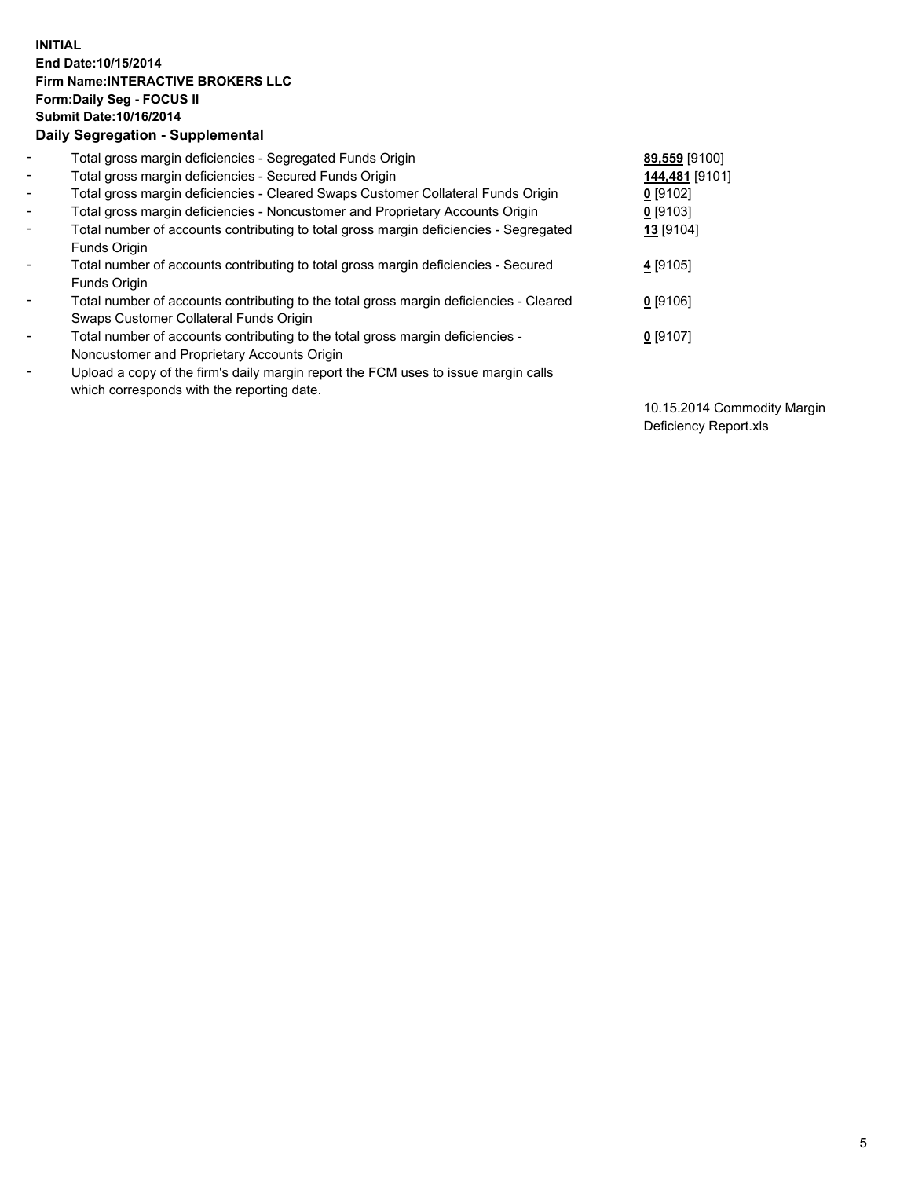**INITIAL**
**End Date:10/15/2014**
**Firm Name:INTERACTIVE BROKERS LLC**
**Form:Daily Seg - FOCUS II**
**Submit Date:10/16/2014**
**Daily Segregation - Supplemental**

| | | |
|---|---|---|
| - | Total gross margin deficiencies - Segregated Funds Origin | **89,559** [9100] |
| - | Total gross margin deficiencies - Secured Funds Origin | **144,481** [9101] |
| - | Total gross margin deficiencies - Cleared Swaps Customer Collateral Funds Origin | **0** [9102] |
| - | Total gross margin deficiencies - Noncustomer and Proprietary Accounts Origin | **0** [9103] |
| - | Total number of accounts contributing to total gross margin deficiencies - Segregated Funds Origin | **13** [9104] |
| - | Total number of accounts contributing to total gross margin deficiencies - Secured Funds Origin | **4** [9105] |
| - | Total number of accounts contributing to the total gross margin deficiencies - Cleared Swaps Customer Collateral Funds Origin | **0** [9106] |
| - | Total number of accounts contributing to the total gross margin deficiencies - Noncustomer and Proprietary Accounts Origin | **0** [9107] |
| - | Upload a copy of the firm's daily margin report the FCM uses to issue margin calls which corresponds with the reporting date. | 10.15.2014 Commodity Margin Deficiency Report.xls |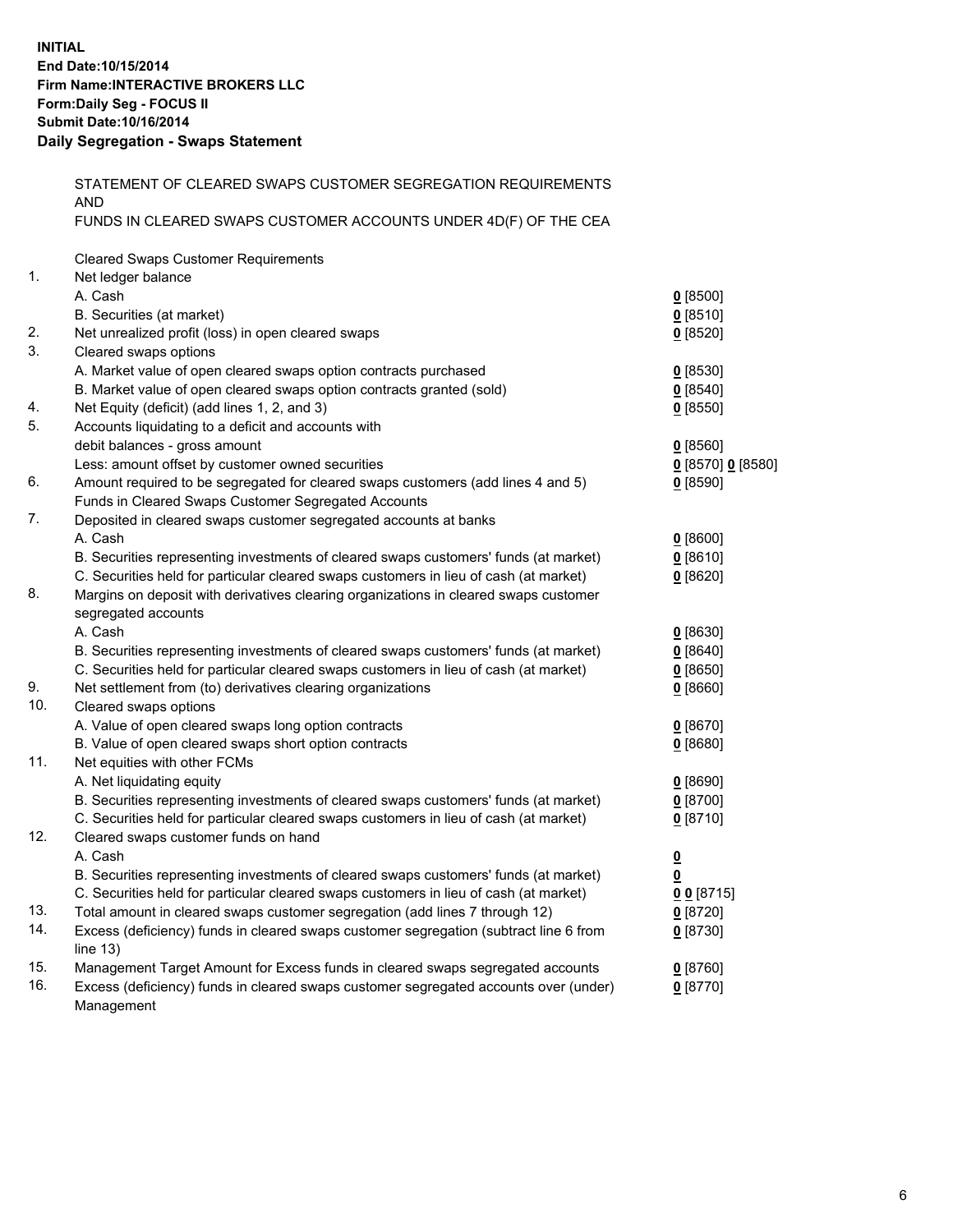**INITIAL**
**End Date:10/15/2014**
**Firm Name:INTERACTIVE BROKERS LLC**
**Form:Daily Seg - FOCUS II**
**Submit Date:10/16/2014**
**Daily Segregation - Swaps Statement**

STATEMENT OF CLEARED SWAPS CUSTOMER SEGREGATION REQUIREMENTS AND FUNDS IN CLEARED SWAPS CUSTOMER ACCOUNTS UNDER 4D(F) OF THE CEA

| | | |
|---|---|---|
| | Cleared Swaps Customer Requirements | |
| 1. | Net ledger balance | |
| | A. Cash | 0 [8500] |
| | B. Securities (at market) | 0 [8510] |
| 2. | Net unrealized profit (loss) in open cleared swaps | 0 [8520] |
| 3. | Cleared swaps options | |
| | A. Market value of open cleared swaps option contracts purchased | 0 [8530] |
| | B. Market value of open cleared swaps option contracts granted (sold) | 0 [8540] |
| 4. | Net Equity (deficit) (add lines 1, 2, and 3) | 0 [8550] |
| 5. | Accounts liquidating to a deficit and accounts with | |
| | debit balances - gross amount | 0 [8560] |
| | Less: amount offset by customer owned securities | 0 [8570] 0 [8580] |
| 6. | Amount required to be segregated for cleared swaps customers (add lines 4 and 5) | 0 [8590] |
| | Funds in Cleared Swaps Customer Segregated Accounts | |
| 7. | Deposited in cleared swaps customer segregated accounts at banks | |
| | A. Cash | 0 [8600] |
| | B. Securities representing investments of cleared swaps customers' funds (at market) | 0 [8610] |
| | C. Securities held for particular cleared swaps customers in lieu of cash (at market) | 0 [8620] |
| 8. | Margins on deposit with derivatives clearing organizations in cleared swaps customer segregated accounts | |
| | A. Cash | 0 [8630] |
| | B. Securities representing investments of cleared swaps customers' funds (at market) | 0 [8640] |
| | C. Securities held for particular cleared swaps customers in lieu of cash (at market) | 0 [8650] |
| 9. | Net settlement from (to) derivatives clearing organizations | 0 [8660] |
| 10. | Cleared swaps options | |
| | A. Value of open cleared swaps long option contracts | 0 [8670] |
| | B. Value of open cleared swaps short option contracts | 0 [8680] |
| 11. | Net equities with other FCMs | |
| | A. Net liquidating equity | 0 [8690] |
| | B. Securities representing investments of cleared swaps customers' funds (at market) | 0 [8700] |
| | C. Securities held for particular cleared swaps customers in lieu of cash (at market) | 0 [8710] |
| 12. | Cleared swaps customer funds on hand | |
| | A. Cash | 0 |
| | B. Securities representing investments of cleared swaps customers' funds (at market) | 0 |
| | C. Securities held for particular cleared swaps customers in lieu of cash (at market) | 0 0 [8715] |
| 13. | Total amount in cleared swaps customer segregation (add lines 7 through 12) | 0 [8720] |
| 14. | Excess (deficiency) funds in cleared swaps customer segregation (subtract line 6 from line 13) | 0 [8730] |
| 15. | Management Target Amount for Excess funds in cleared swaps segregated accounts | 0 [8760] |
| 16. | Excess (deficiency) funds in cleared swaps customer segregated accounts over (under) Management | 0 [8770] |